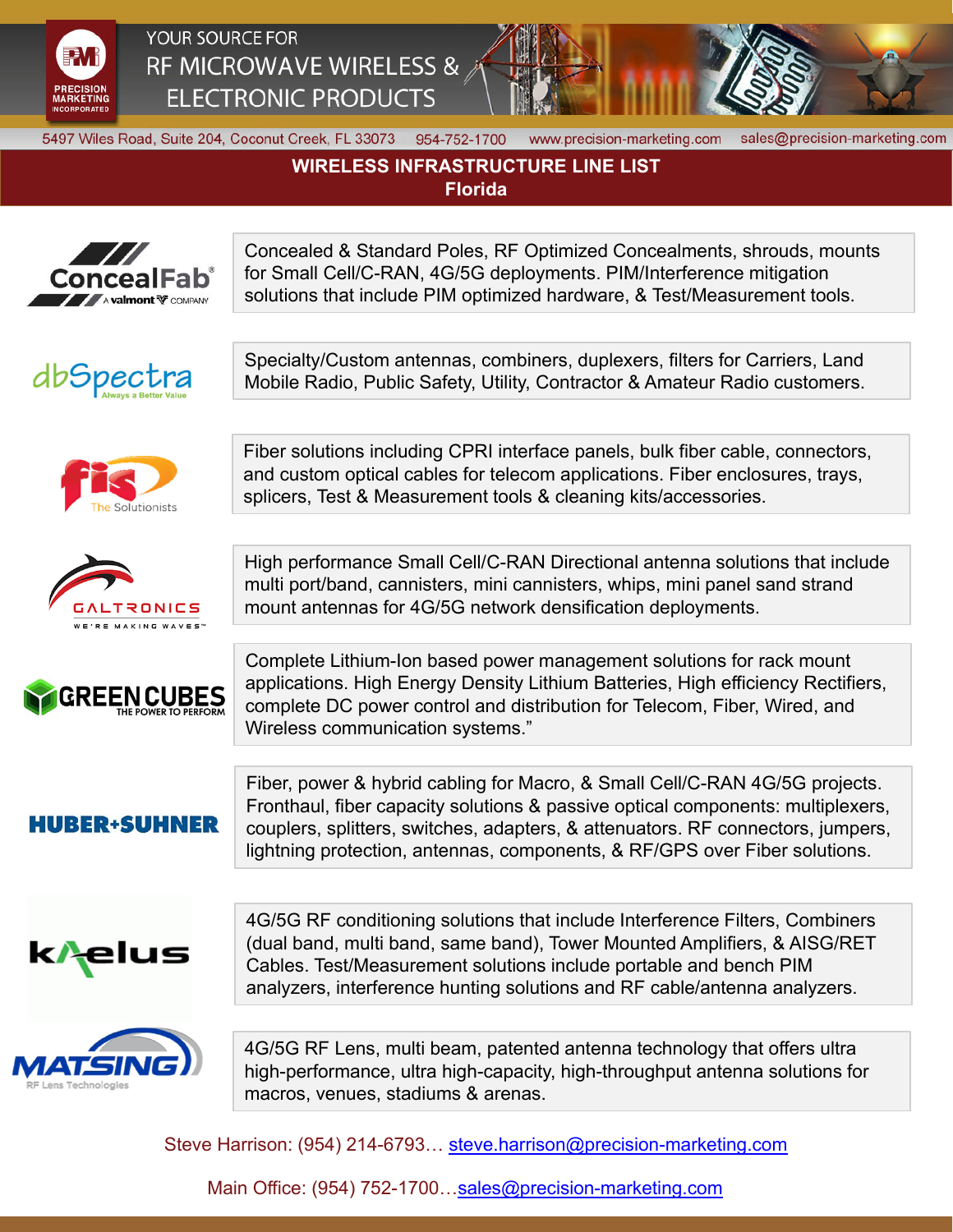YOUR SOURCE FOR

RF MICROWAVE WIRELESS & ELECTRONIC PRODUCTS

PRECISION MARKETING INCORPORATED

5497 Wiles Road, Suite 204, Coconut Creek, FL 33073 954-752-1700 www.precision-marketing.com sales@precision-marketing.com

# WIRELESS INFRASTRUCTURE LINE LIST

## Florida

| | |
|---|---|
| ConcealFab® A valmont COMPANY | Concealed & Standard Poles, RF Optimized Concealments, shrouds, mounts for Small Cell/C-RAN, 4G/5G deployments. PIM/Interference mitigation solutions that include PIM optimized hardware, & Test/Measurement tools. |
| dbSpectra Always a Better Value | Specialty/Custom antennas, combiners, duplexers, filters for Carriers, Land Mobile Radio, Public Safety, Utility, Contractor & Amateur Radio customers. |
| fis The Solutionists | Fiber solutions including CPRI interface panels, bulk fiber cable, connectors, and custom optical cables for telecom applications. Fiber enclosures, trays, splicers, Test & Measurement tools & cleaning kits/accessories. |
| GALTRONICS WE'RE MAKING WAVES™ | High performance Small Cell/C-RAN Directional antenna solutions that include multi port/band, cannisters, mini cannisters, whips, mini panel sand strand mount antennas for 4G/5G network densification deployments. |
| GREEN CUBES THE POWER TO PERFORM | Complete Lithium-Ion based power management solutions for rack mount applications. High Energy Density Lithium Batteries, High efficiency Rectifiers, complete DC power control and distribution for Telecom, Fiber, Wired, and Wireless communication systems.” |
| HUBER+SUHNER | Fiber, power & hybrid cabling for Macro, & Small Cell/C-RAN 4G/5G projects. Fronthaul, fiber capacity solutions & passive optical components: multiplexers, couplers, splitters, switches, adapters, & attenuators. RF connectors, jumpers, lightning protection, antennas, components, & RF/GPS over Fiber solutions. |
| kaelus | 4G/5G RF conditioning solutions that include Interference Filters, Combiners (dual band, multi band, same band), Tower Mounted Amplifiers, & AISG/RET Cables. Test/Measurement solutions include portable and bench PIM analyzers, interference hunting solutions and RF cable/antenna analyzers. |
| MATSING RF Lens Technologies | 4G/5G RF Lens, multi beam, patented antenna technology that offers ultra high-performance, ultra high-capacity, high-throughput antenna solutions for macros, venues, stadiums & arenas. |

Steve Harrison: (954) 214-6793… steve.harrison@precision-marketing.com

Main Office: (954) 752-1700…sales@precision-marketing.com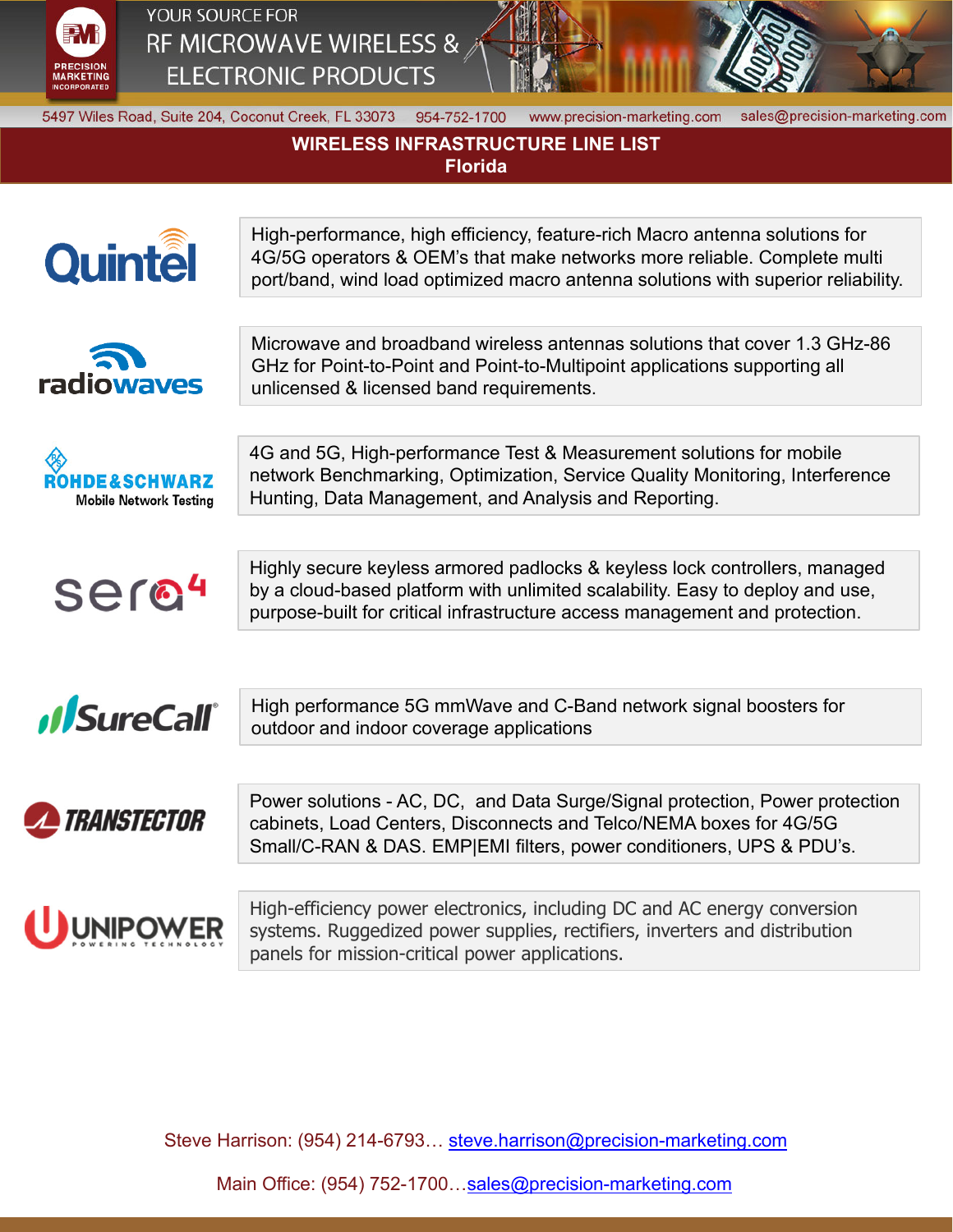PRECISION MARKETING INCORPORATED

YOUR SOURCE FOR
RF MICROWAVE WIRELESS &
ELECTRONIC PRODUCTS

5497 Wiles Road, Suite 204, Coconut Creek, FL 33073 954-752-1700 www.precision-marketing.com sales@precision-marketing.com

# WIRELESS INFRASTRUCTURE LINE LIST
## Florida

| | |
|---|---|
| Quintel | High-performance, high efficiency, feature-rich Macro antenna solutions for 4G/5G operators & OEM's that make networks more reliable. Complete multi port/band, wind load optimized macro antenna solutions with superior reliability. |
| radiowaves | Microwave and broadband wireless antennas solutions that cover 1.3 GHz-86 GHz for Point-to-Point and Point-to-Multipoint applications supporting all unlicensed & licensed band requirements. |
| ROHDE&SCHWARZ Mobile Network Testing | 4G and 5G, High-performance Test & Measurement solutions for mobile network Benchmarking, Optimization, Service Quality Monitoring, Interference Hunting, Data Management, and Analysis and Reporting. |
| sera4 | Highly secure keyless armored padlocks & keyless lock controllers, managed by a cloud-based platform with unlimited scalability. Easy to deploy and use, purpose-built for critical infrastructure access management and protection. |
| SureCall | High performance 5G mmWave and C-Band network signal boosters for outdoor and indoor coverage applications |
| TRANSTECTOR | Power solutions - AC, DC, and Data Surge/Signal protection, Power protection cabinets, Load Centers, Disconnects and Telco/NEMA boxes for 4G/5G Small/C-RAN & DAS. EMP\|EMI filters, power conditioners, UPS & PDU's. |
| UNIPOWER POWERING TECHNOLOGY | High-efficiency power electronics, including DC and AC energy conversion systems. Ruggedized power supplies, rectifiers, inverters and distribution panels for mission-critical power applications. |

Steve Harrison: (954) 214-6793… steve.harrison@precision-marketing.com

Main Office: (954) 752-1700…sales@precision-marketing.com